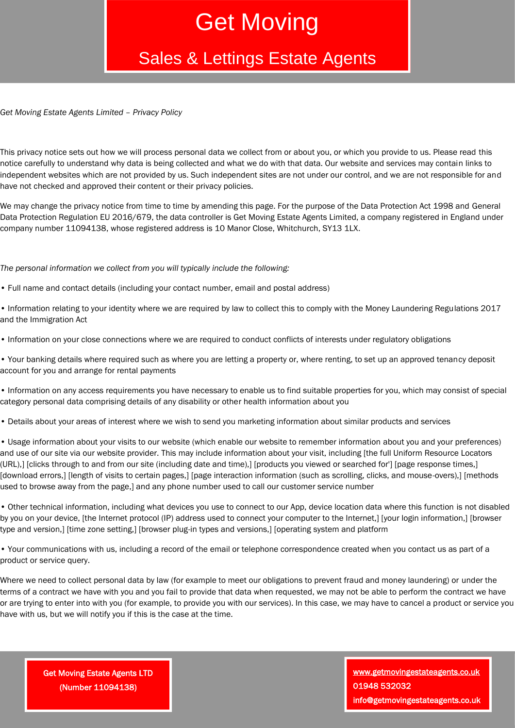# Get Moving

## Sales & Lettings Estate Agents

*Get Moving Estate Agents Limited – Privacy Policy*

This privacy notice sets out how we will process personal data we collect from or about you, or which you provide to us. Please read this notice carefully to understand why data is being collected and what we do with that data. Our website and services may contain links to independent websites which are not provided by us. Such independent sites are not under our control, and we are not responsible for and have not checked and approved their content or their privacy policies.

We may change the privacy notice from time to time by amending this page. For the purpose of the Data Protection Act 1998 and General Data Protection Regulation EU 2016/679, the data controller is Get Moving Estate Agents Limited, a company registered in England under company number 11094138, whose registered address is 10 Manor Close, Whitchurch, SY13 1LX.

*The personal information we collect from you will typically include the following:*

- Full name and contact details (including your contact number, email and postal address)
- Information relating to your identity where we are required by law to collect this to comply with the Money Laundering Regulations 2017 and the Immigration Act
- Information on your close connections where we are required to conduct conflicts of interests under regulatory obligations
- Your banking details where required such as where you are letting a property or, where renting, to set up an approved tenancy deposit account for you and arrange for rental payments
- Information on any access requirements you have necessary to enable us to find suitable properties for you, which may consist of special category personal data comprising details of any disability or other health information about you
- Details about your areas of interest where we wish to send you marketing information about similar products and services
- Usage information about your visits to our website (which enable our website to remember information about you and your preferences) and use of our site via our website provider. This may include information about your visit, including [the full Uniform Resource Locators (URL),] [clicks through to and from our site (including date and time),] [products you viewed or searched for'] [page response times,] [download errors,] [length of visits to certain pages,] [page interaction information (such as scrolling, clicks, and mouse-overs),] [methods used to browse away from the page,] and any phone number used to call our customer service number
- Other technical information, including what devices you use to connect to our App, device location data where this function is not disabled by you on your device, [the Internet protocol (IP) address used to connect your computer to the Internet,] [your login information,] [browser type and version,] [time zone setting,] [browser plug-in types and versions,] [operating system and platform
- Your communications with us, including a record of the email or telephone correspondence created when you contact us as part of a product or service query.

Where we need to collect personal data by law (for example to meet our obligations to prevent fraud and money laundering) or under the terms of a contract we have with you and you fail to provide that data when requested, we may not be able to perform the contract we have or are trying to enter into with you (for example, to provide you with our services). In this case, we may have to cancel a product or service you have with us, but we will notify you if this is the case at the time.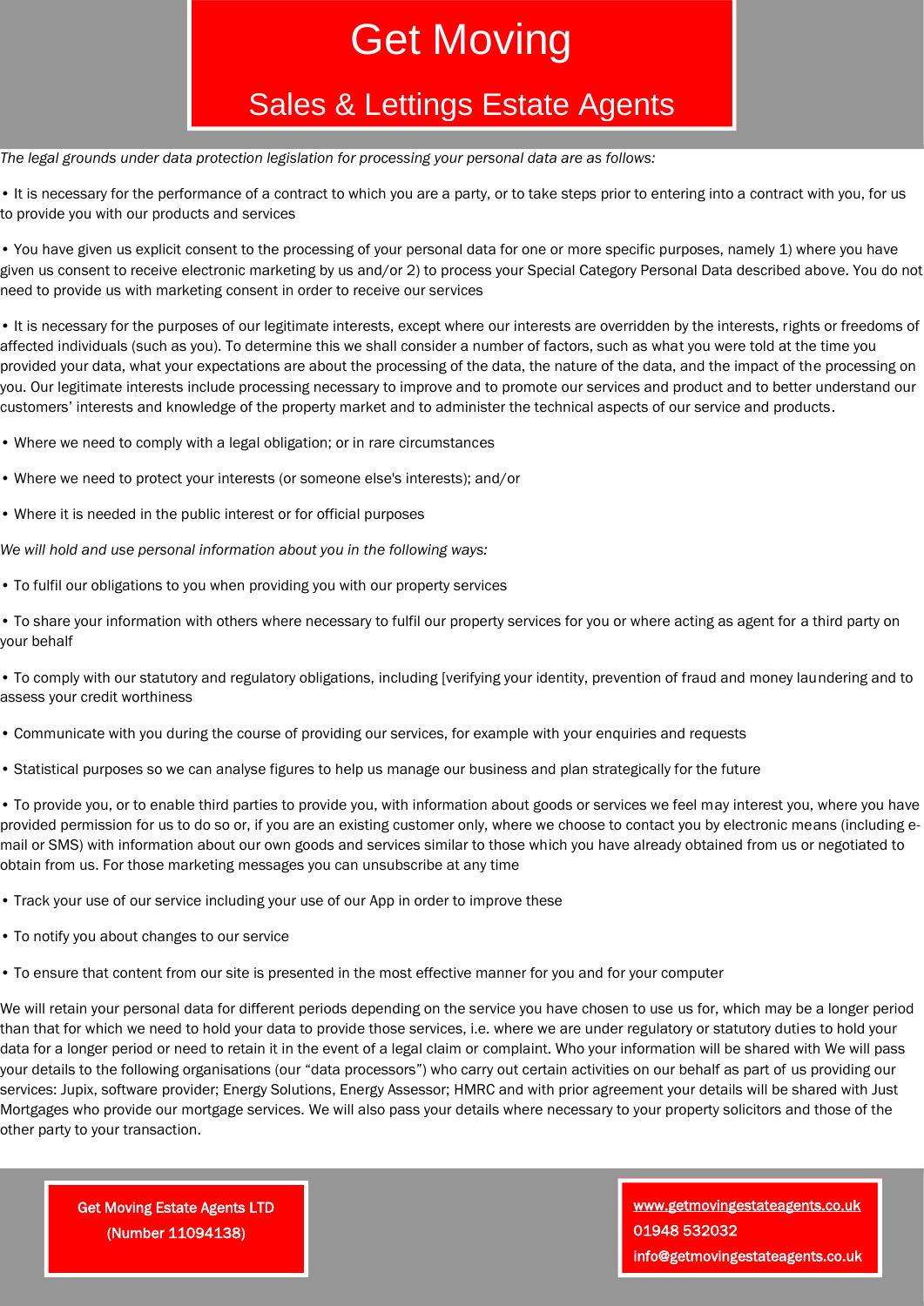*The legal grounds under data protection legislation for processing your personal data are as follows:*

• It is necessary for the performance of a contract to which you are a party, or to take steps prior to entering into a contract with you, for us to provide you with our products and services

• You have given us explicit consent to the processing of your personal data for one or more specific purposes, namely 1) where you have given us consent to receive electronic marketing by us and/or 2) to process your Special Category Personal Data described above. You do not need to provide us with marketing consent in order to receive our services

• It is necessary for the purposes of our legitimate interests, except where our interests are overridden by the interests, rights or freedoms of affected individuals (such as you). To determine this we shall consider a number of factors, such as what you were told at the time you provided your data, what your expectations are about the processing of the data, the nature of the data, and the impact of the processing on you. Our legitimate interests include processing necessary to improve and to promote our services and product and to better understand our customers' interests and knowledge of the property market and to administer the technical aspects of our service and products.

• Where we need to comply with a legal obligation; or in rare circumstances

• Where we need to protect your interests (or someone else's interests); and/or

• Where it is needed in the public interest or for official purposes

*We will hold and use personal information about you in the following ways:*

• To fulfil our obligations to you when providing you with our property services

• To share your information with others where necessary to fulfil our property services for you or where acting as agent for a third party on your behalf

• To comply with our statutory and regulatory obligations, including [verifying your identity, prevention of fraud and money laundering and to assess your credit worthiness

• Communicate with you during the course of providing our services, for example with your enquiries and requests

• Statistical purposes so we can analyse figures to help us manage our business and plan strategically for the future

• To provide you, or to enable third parties to provide you, with information about goods or services we feel may interest you, where you have provided permission for us to do so or, if you are an existing customer only, where we choose to contact you by electronic means (including e-mail or SMS) with information about our own goods and services similar to those which you have already obtained from us or negotiated to obtain from us. For those marketing messages you can unsubscribe at any time

• Track your use of our service including your use of our App in order to improve these

• To notify you about changes to our service

• To ensure that content from our site is presented in the most effective manner for you and for your computer

We will retain your personal data for different periods depending on the service you have chosen to use us for, which may be a longer period than that for which we need to hold your data to provide those services, i.e. where we are under regulatory or statutory duties to hold your data for a longer period or need to retain it in the event of a legal claim or complaint. Who your information will be shared with We will pass your details to the following organisations (our "data processors") who carry out certain activities on our behalf as part of us providing our services: Jupix, software provider; Energy Solutions, Energy Assessor; HMRC and with prior agreement your details will be shared with Just Mortgages who provide our mortgage services. We will also pass your details where necessary to your property solicitors and those of the other party to your transaction.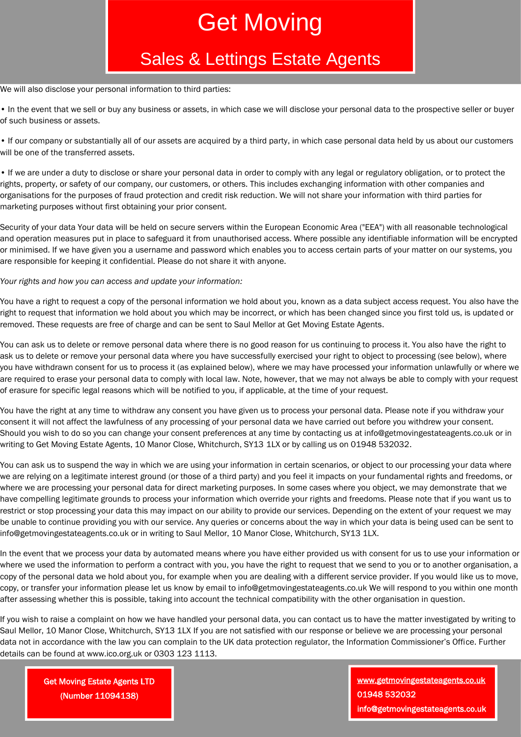We will also disclose your personal information to third parties:

• In the event that we sell or buy any business or assets, in which case we will disclose your personal data to the prospective seller or buyer of such business or assets.

• If our company or substantially all of our assets are acquired by a third party, in which case personal data held by us about our customers will be one of the transferred assets.

• If we are under a duty to disclose or share your personal data in order to comply with any legal or regulatory obligation, or to protect the rights, property, or safety of our company, our customers, or others. This includes exchanging information with other companies and organisations for the purposes of fraud protection and credit risk reduction. We will not share your information with third parties for marketing purposes without first obtaining your prior consent.

Security of your data Your data will be held on secure servers within the European Economic Area ("EEA") with all reasonable technological and operation measures put in place to safeguard it from unauthorised access. Where possible any identifiable information will be encrypted or minimised. If we have given you a username and password which enables you to access certain parts of your matter on our systems, you are responsible for keeping it confidential. Please do not share it with anyone.

*Your rights and how you can access and update your information:*

You have a right to request a copy of the personal information we hold about you, known as a data subject access request. You also have the right to request that information we hold about you which may be incorrect, or which has been changed since you first told us, is updated or removed. These requests are free of charge and can be sent to Saul Mellor at Get Moving Estate Agents.

You can ask us to delete or remove personal data where there is no good reason for us continuing to process it. You also have the right to ask us to delete or remove your personal data where you have successfully exercised your right to object to processing (see below), where you have withdrawn consent for us to process it (as explained below), where we may have processed your information unlawfully or where we are required to erase your personal data to comply with local law. Note, however, that we may not always be able to comply with your request of erasure for specific legal reasons which will be notified to you, if applicable, at the time of your request.

You have the right at any time to withdraw any consent you have given us to process your personal data. Please note if you withdraw your consent it will not affect the lawfulness of any processing of your personal data we have carried out before you withdrew your consent. Should you wish to do so you can change your consent preferences at any time by contacting us at info@getmovingestateagents.co.uk or in writing to Get Moving Estate Agents, 10 Manor Close, Whitchurch, SY13 1LX or by calling us on 01948 532032.

You can ask us to suspend the way in which we are using your information in certain scenarios, or object to our processing your data where we are relying on a legitimate interest ground (or those of a third party) and you feel it impacts on your fundamental rights and freedoms, or where we are processing your personal data for direct marketing purposes. In some cases where you object, we may demonstrate that we have compelling legitimate grounds to process your information which override your rights and freedoms. Please note that if you want us to restrict or stop processing your data this may impact on our ability to provide our services. Depending on the extent of your request we may be unable to continue providing you with our service. Any queries or concerns about the way in which your data is being used can be sent to info@getmovingestateagents.co.uk or in writing to Saul Mellor, 10 Manor Close, Whitchurch, SY13 1LX.

In the event that we process your data by automated means where you have either provided us with consent for us to use your information or where we used the information to perform a contract with you, you have the right to request that we send to you or to another organisation, a copy of the personal data we hold about you, for example when you are dealing with a different service provider. If you would like us to move, copy, or transfer your information please let us know by email to info@getmovingestateagents.co.uk We will respond to you within one month after assessing whether this is possible, taking into account the technical compatibility with the other organisation in question.

If you wish to raise a complaint on how we have handled your personal data, you can contact us to have the matter investigated by writing to Saul Mellor, 10 Manor Close, Whitchurch, SY13 1LX If you are not satisfied with our response or believe we are processing your personal data not in accordance with the law you can complain to the UK data protection regulator, the Information Commissioner's Office. Further details can be found at www.ico.org.uk or 0303 123 1113.